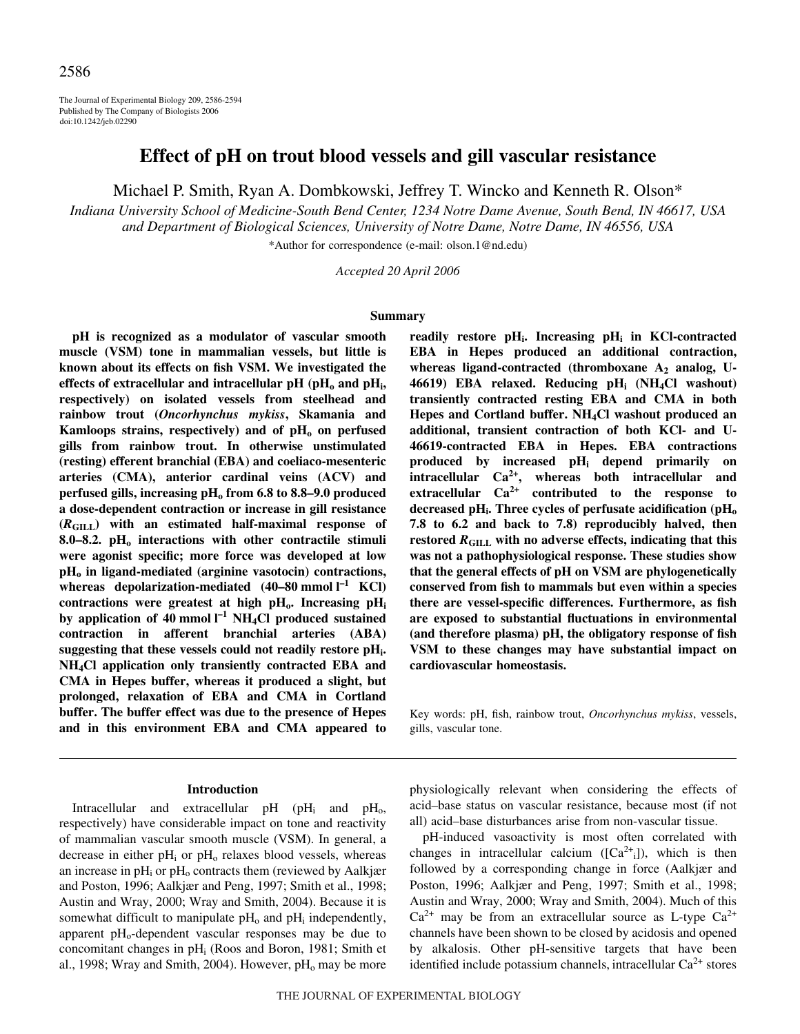The Journal of Experimental Biology 209, 2586-2594
Published by The Company of Biologists 2006
doi:10.1242/jeb.02290

# Effect of pH on trout blood vessels and gill vascular resistance

Michael P. Smith, Ryan A. Dombkowski, Jeffrey T. Wincko and Kenneth R. Olson*

*Indiana University School of Medicine-South Bend Center, 1234 Notre Dame Avenue, South Bend, IN 46617, USA and Department of Biological Sciences, University of Notre Dame, Notre Dame, IN 46556, USA*

*Author for correspondence (e-mail: olson.1@nd.edu)

*Accepted 20 April 2006*

## Summary

**pH is recognized as a modulator of vascular smooth muscle (VSM) tone in mammalian vessels, but little is known about its effects on fish VSM. We investigated the effects of extracellular and intracellular pH ($pH_o$ and $pH_i$, respectively) on isolated vessels from steelhead and rainbow trout (*Oncorhynchus mykiss*, Skamania and Kamloops strains, respectively) and of $pH_o$ on perfused gills from rainbow trout. In otherwise unstimulated (resting) efferent branchial (EBA) and coeliaco-mesenteric arteries (CMA), anterior cardinal veins (ACV) and perfused gills, increasing $pH_o$ from 6.8 to 8.8–9.0 produced a dose-dependent contraction or increase in gill resistance ($R_{GILL}$) with an estimated half-maximal response of 8.0–8.2. $pH_o$ interactions with other contractile stimuli were agonist specific; more force was developed at low $pH_o$ in ligand-mediated (arginine vasotocin) contractions, whereas depolarization-mediated (40–80 mmol $l^{-1}$ KCl) contractions were greatest at high $pH_o$. Increasing $pH_i$ by application of 40 mmol $l^{-1}$ $NH_4Cl$ produced sustained contraction in afferent branchial arteries (ABA) suggesting that these vessels could not readily restore $pH_i$. $NH_4Cl$ application only transiently contracted EBA and CMA in Hepes buffer, whereas it produced a slight, but prolonged, relaxation of EBA and CMA in Cortland buffer. The buffer effect was due to the presence of Hepes and in this environment EBA and CMA appeared to readily restore $pH_i$. Increasing $pH_i$ in KCl-contracted EBA in Hepes produced an additional contraction, whereas ligand-contracted (thromboxane $A_2$ analog, U-46619) EBA relaxed. Reducing $pH_i$ ($NH_4Cl$ washout) transiently contracted resting EBA and CMA in both Hepes and Cortland buffer. $NH_4Cl$ washout produced an additional, transient contraction of both KCl- and U-46619-contracted EBA in Hepes. EBA contractions produced by increased $pH_i$ depend primarily on intracellular $Ca^{2+}$, whereas both intracellular and extracellular $Ca^{2+}$ contributed to the response to decreased $pH_i$. Three cycles of perfusate acidification ($pH_o$ 7.8 to 6.2 and back to 7.8) reproducibly halved, then restored $R_{GILL}$ with no adverse effects, indicating that this was not a pathophysiological response. These studies show that the general effects of pH on VSM are phylogenetically conserved from fish to mammals but even within a species there are vessel-specific differences. Furthermore, as fish are exposed to substantial fluctuations in environmental (and therefore plasma) pH, the obligatory response of fish VSM to these changes may have substantial impact on cardiovascular homeostasis.**

Key words: pH, fish, rainbow trout, *Oncorhynchus mykiss*, vessels, gills, vascular tone.

## Introduction

Intracellular and extracellular pH ($pH_i$ and $pH_o$, respectively) have considerable impact on tone and reactivity of mammalian vascular smooth muscle (VSM). In general, a decrease in either $pH_i$ or $pH_o$ relaxes blood vessels, whereas an increase in $pH_i$ or $pH_o$ contracts them (reviewed by Aalkjær and Poston, 1996; Aalkjær and Peng, 1997; Smith et al., 1998; Austin and Wray, 2000; Wray and Smith, 2004). Because it is somewhat difficult to manipulate $pH_o$ and $pH_i$ independently, apparent $pH_o$-dependent vascular responses may be due to concomitant changes in $pH_i$ (Roos and Boron, 1981; Smith et al., 1998; Wray and Smith, 2004). However, $pH_o$ may be more physiologically relevant when considering the effects of acid–base status on vascular resistance, because most (if not all) acid–base disturbances arise from non-vascular tissue.

pH-induced vasoactivity is most often correlated with changes in intracellular calcium ($[Ca^{2+}_i]$), which is then followed by a corresponding change in force (Aalkjær and Poston, 1996; Aalkjær and Peng, 1997; Smith et al., 1998; Austin and Wray, 2000; Wray and Smith, 2004). Much of this $Ca^{2+}$ may be from an extracellular source as L-type $Ca^{2+}$ channels have been shown to be closed by acidosis and opened by alkalosis. Other pH-sensitive targets that have been identified include potassium channels, intracellular $Ca^{2+}$ stores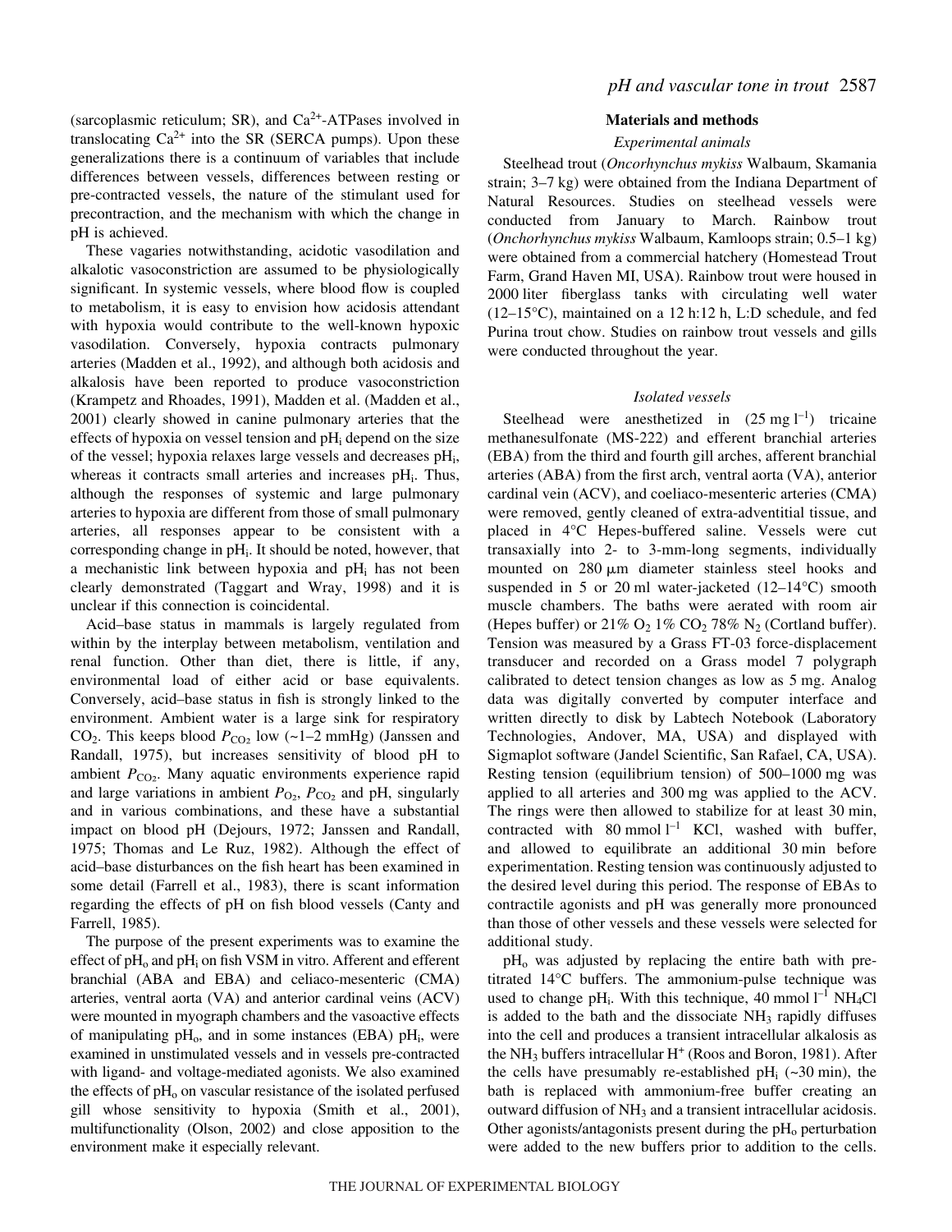(sarcoplasmic reticulum; SR), and $Ca^{2+}$-ATPases involved in translocating $Ca^{2+}$ into the SR (SERCA pumps). Upon these generalizations there is a continuum of variables that include differences between vessels, differences between resting or pre-contracted vessels, the nature of the stimulant used for precontraction, and the mechanism with which the change in pH is achieved.

These vagaries notwithstanding, acidotic vasodilation and alkalotic vasoconstriction are assumed to be physiologically significant. In systemic vessels, where blood flow is coupled to metabolism, it is easy to envision how acidosis attendant with hypoxia would contribute to the well-known hypoxic vasodilation. Conversely, hypoxia contracts pulmonary arteries (Madden et al., 1992), and although both acidosis and alkalosis have been reported to produce vasoconstriction (Krampetz and Rhoades, 1991), Madden et al. (Madden et al., 2001) clearly showed in canine pulmonary arteries that the effects of hypoxia on vessel tension and $pH_i$ depend on the size of the vessel; hypoxia relaxes large vessels and decreases $pH_i$, whereas it contracts small arteries and increases $pH_i$. Thus, although the responses of systemic and large pulmonary arteries to hypoxia are different from those of small pulmonary arteries, all responses appear to be consistent with a corresponding change in $pH_i$. It should be noted, however, that a mechanistic link between hypoxia and $pH_i$ has not been clearly demonstrated (Taggart and Wray, 1998) and it is unclear if this connection is coincidental.

Acid–base status in mammals is largely regulated from within by the interplay between metabolism, ventilation and renal function. Other than diet, there is little, if any, environmental load of either acid or base equivalents. Conversely, acid–base status in fish is strongly linked to the environment. Ambient water is a large sink for respiratory $CO_2$. This keeps blood $P_{CO_2}$ low (~1–2 mmHg) (Janssen and Randall, 1975), but increases sensitivity of blood pH to ambient $P_{CO_2}$. Many aquatic environments experience rapid and large variations in ambient $P_{O_2}$, $P_{CO_2}$ and pH, singularly and in various combinations, and these have a substantial impact on blood pH (Dejours, 1972; Janssen and Randall, 1975; Thomas and Le Ruz, 1982). Although the effect of acid–base disturbances on the fish heart has been examined in some detail (Farrell et al., 1983), there is scant information regarding the effects of pH on fish blood vessels (Canty and Farrell, 1985).

The purpose of the present experiments was to examine the effect of $pH_o$ and $pH_i$ on fish VSM in vitro. Afferent and efferent branchial (ABA and EBA) and celiaco-mesenteric (CMA) arteries, ventral aorta (VA) and anterior cardinal veins (ACV) were mounted in myograph chambers and the vasoactive effects of manipulating $pH_o$, and in some instances (EBA) $pH_i$, were examined in unstimulated vessels and in vessels pre-contracted with ligand- and voltage-mediated agonists. We also examined the effects of $pH_o$ on vascular resistance of the isolated perfused gill whose sensitivity to hypoxia (Smith et al., 2001), multifunctionality (Olson, 2002) and close apposition to the environment make it especially relevant.

## Materials and methods

### Experimental animals

Steelhead trout (*Oncorhynchus mykiss* Walbaum, Skamania strain; 3–7 kg) were obtained from the Indiana Department of Natural Resources. Studies on steelhead vessels were conducted from January to March. Rainbow trout (*Onchorhynchus mykiss* Walbaum, Kamloops strain; 0.5–1 kg) were obtained from a commercial hatchery (Homestead Trout Farm, Grand Haven MI, USA). Rainbow trout were housed in 2000 liter fiberglass tanks with circulating well water (12–15°C), maintained on a 12 h:12 h, L:D schedule, and fed Purina trout chow. Studies on rainbow trout vessels and gills were conducted throughout the year.

### Isolated vessels

Steelhead were anesthetized in (25 mg $l^{-1}$) tricaine methanesulfonate (MS-222) and efferent branchial arteries (EBA) from the third and fourth gill arches, afferent branchial arteries (ABA) from the first arch, ventral aorta (VA), anterior cardinal vein (ACV), and coeliaco-mesenteric arteries (CMA) were removed, gently cleaned of extra-adventitial tissue, and placed in 4°C Hepes-buffered saline. Vessels were cut transaxially into 2- to 3-mm-long segments, individually mounted on 280 μm diameter stainless steel hooks and suspended in 5 or 20 ml water-jacketed (12–14°C) smooth muscle chambers. The baths were aerated with room air (Hepes buffer) or 21% $O_2$ 1% $CO_2$ 78% $N_2$ (Cortland buffer). Tension was measured by a Grass FT-03 force-displacement transducer and recorded on a Grass model 7 polygraph calibrated to detect tension changes as low as 5 mg. Analog data was digitally converted by computer interface and written directly to disk by Labtech Notebook (Laboratory Technologies, Andover, MA, USA) and displayed with Sigmaplot software (Jandel Scientific, San Rafael, CA, USA). Resting tension (equilibrium tension) of 500–1000 mg was applied to all arteries and 300 mg was applied to the ACV. The rings were then allowed to stabilize for at least 30 min, contracted with 80 mmol $l^{-1}$ KCl, washed with buffer, and allowed to equilibrate an additional 30 min before experimentation. Resting tension was continuously adjusted to the desired level during this period. The response of EBAs to contractile agonists and pH was generally more pronounced than those of other vessels and these vessels were selected for additional study.

$pH_o$ was adjusted by replacing the entire bath with pre-titrated 14°C buffers. The ammonium-pulse technique was used to change $pH_i$. With this technique, 40 mmol $l^{-1}$ $NH_4Cl$ is added to the bath and the dissociate $NH_3$ rapidly diffuses into the cell and produces a transient intracellular alkalosis as the $NH_3$ buffers intracellular $H^+$ (Roos and Boron, 1981). After the cells have presumably re-established $pH_i$ (~30 min), the bath is replaced with ammonium-free buffer creating an outward diffusion of $NH_3$ and a transient intracellular acidosis. Other agonists/antagonists present during the $pH_o$ perturbation were added to the new buffers prior to addition to the cells.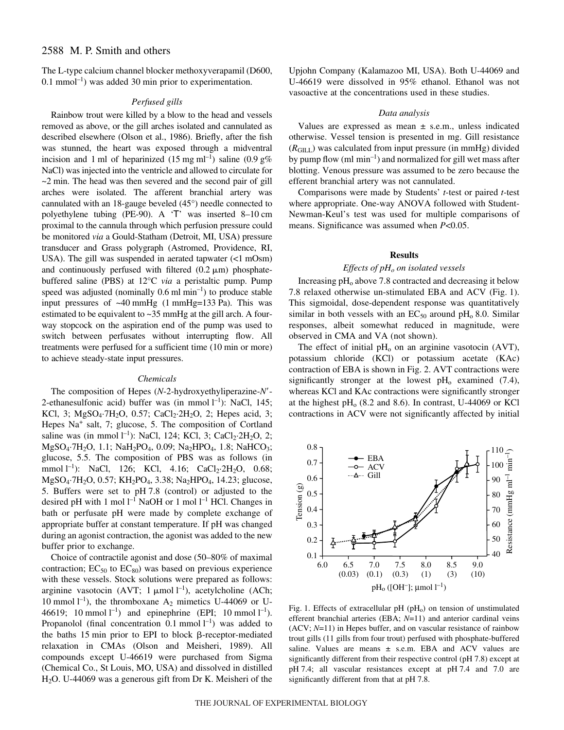The L-type calcium channel blocker methoxyverapamil (D600, 0.1 $mmol^{-1}$) was added 30 min prior to experimentation.

### *Perfused gills*

Rainbow trout were killed by a blow to the head and vessels removed as above, or the gill arches isolated and cannulated as described elsewhere (Olson et al., 1986). Briefly, after the fish was stunned, the heart was exposed through a midventral incision and 1 ml of heparinized (15 mg $ml^{-1}$) saline (0.9 g% NaCl) was injected into the ventricle and allowed to circulate for ~2 min. The head was then severed and the second pair of gill arches were isolated. The afferent branchial artery was cannulated with an 18-gauge beveled (45°) needle connected to polyethylene tubing (PE-90). A 'T' was inserted 8–10 cm proximal to the cannula through which perfusion pressure could be monitored *via* a Gould-Statham (Detroit, MI, USA) pressure transducer and Grass polygraph (Astromed, Providence, RI, USA). The gill was suspended in aerated tapwater (<1 mOsm) and continuously perfused with filtered (0.2 μm) phosphate-buffered saline (PBS) at 12°C *via* a peristaltic pump. Pump speed was adjusted (nominally 0.6 ml $min^{-1}$) to produce stable input pressures of ~40 mmHg (1 mmHg=133 Pa). This was estimated to be equivalent to ~35 mmHg at the gill arch. A four-way stopcock on the aspiration end of the pump was used to switch between perfusates without interrupting flow. All treatments were perfused for a sufficient time (10 min or more) to achieve steady-state input pressures.

### *Chemicals*

The composition of Hepes (*N*-2-hydroxyethyliperazine-*N'*-2-ethanesulfonic acid) buffer was (in mmol $l^{-1}$): NaCl, 145; KCl, 3; $MgSO_4 \cdot 7H_2O$, 0.57; $CaCl_2 \cdot 2H_2O$, 2; Hepes acid, 3; Hepes $Na^+$ salt, 7; glucose, 5. The composition of Cortland saline was (in mmol $l^{-1}$): NaCl, 124; KCl, 3; $CaCl_2 \cdot 2H_2O$, 2; $MgSO_4 \cdot 7H_2O$, 1.1; $NaH_2PO_4$, 0.09; $Na_2HPO_4$, 1.8; $NaHCO_3$; glucose, 5.5. The composition of PBS was as follows (in mmol $l^{-1}$): NaCl, 126; KCl, 4.16; $CaCl_2 \cdot 2H_2O$, 0.68; $MgSO_4 \cdot 7H_2O$, 0.57; $KH_2PO_4$, 3.38; $Na_2HPO_4$, 14.23; glucose, 5. Buffers were set to pH 7.8 (control) or adjusted to the desired pH with 1 mol $l^{-1}$ NaOH or 1 mol $l^{-1}$ HCl. Changes in bath or perfusate pH were made by complete exchange of appropriate buffer at constant temperature. If pH was changed during an agonist contraction, the agonist was added to the new buffer prior to exchange.

Choice of contractile agonist and dose (50–80% of maximal contraction; $EC_{50}$ to $EC_{80}$) was based on previous experience with these vessels. Stock solutions were prepared as follows: arginine vasotocin (AVT; 1 μmol $l^{-1}$), acetylcholine (ACh; 10 mmol $l^{-1}$), the thromboxane $A_2$ mimetics U-44069 or U-46619; 10 mmol $l^{-1}$) and epinephrine (EPI; 10 mmol $l^{-1}$). Propanolol (final concentration 0.1 mmol $l^{-1}$) was added to the baths 15 min prior to EPI to block β-receptor-mediated relaxation in CMAs (Olson and Meisheri, 1989). All compounds except U-46619 were purchased from Sigma (Chemical Co., St Louis, MO, USA) and dissolved in distilled $H_2O$. U-44069 was a generous gift from Dr K. Meisheri of the Upjohn Company (Kalamazoo MI, USA). Both U-44069 and U-46619 were dissolved in 95% ethanol. Ethanol was not vasoactive at the concentrations used in these studies.

### *Data analysis*

Values are expressed as mean ± s.e.m., unless indicated otherwise. Vessel tension is presented in mg. Gill resistance ($R_{GILL}$) was calculated from input pressure (in mmHg) divided by pump flow (ml $min^{-1}$) and normalized for gill wet mass after blotting. Venous pressure was assumed to be zero because the efferent branchial artery was not cannulated.

Comparisons were made by Students' *t*-test or paired *t*-test where appropriate. One-way ANOVA followed with Student-Newman-Keul's test was used for multiple comparisons of means. Significance was assumed when $P<0.05$.

## Results

### *Effects of $pH_o$ on isolated vessels*

Increasing $pH_o$ above 7.8 contracted and decreasing it below 7.8 relaxed otherwise un-stimulated EBA and ACV (Fig. 1). This sigmoidal, dose-dependent response was quantitatively similar in both vessels with an $EC_{50}$ around $pH_o$ 8.0. Similar responses, albeit somewhat reduced in magnitude, were observed in CMA and VA (not shown).

The effect of initial $pH_o$ on an arginine vasotocin (AVT), potassium chloride (KCl) or potassium acetate (KAc) contraction of EBA is shown in Fig. 2. AVT contractions were significantly stronger at the lowest $pH_o$ examined (7.4), whereas KCl and KAc contractions were significantly stronger at the highest $pH_o$ (8.2 and 8.6). In contrast, U-44069 or KCl contractions in ACV were not significantly affected by initial

Fig. 1. Effects of extracellular pH ($pH_o$) on tension of unstimulated efferent branchial arteries (EBA; *N*=11) and anterior cardinal veins (ACV; *N*=11) in Hepes buffer, and on vascular resistance of rainbow trout gills (11 gills from four trout) perfused with phosphate-buffered saline. Values are means ± s.e.m. EBA and ACV values are significantly different from their respective control (pH 7.8) except at pH 7.4; all vascular resistances except at pH 7.4 and 7.0 are significantly different from that at pH 7.8.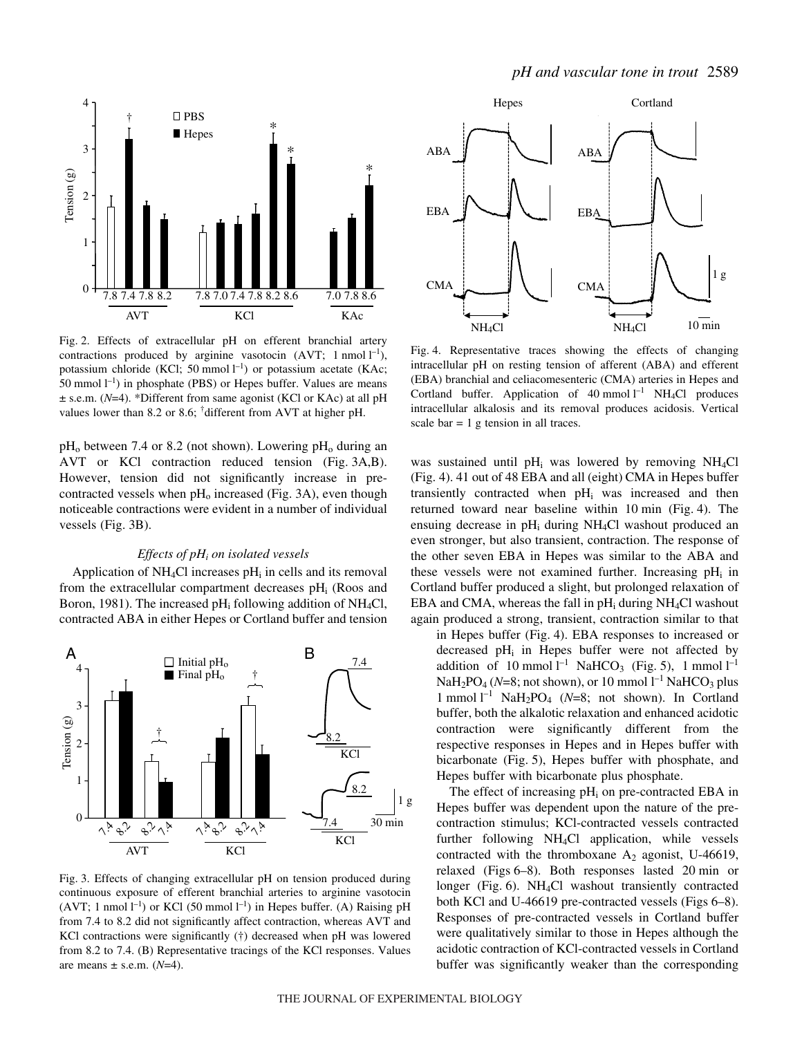Fig. 2. Effects of extracellular pH on efferent branchial artery contractions produced by arginine vasotocin (AVT; 1 nmol $l^{-1}$), potassium chloride (KCl; 50 mmol $l^{-1}$) or potassium acetate (KAc; 50 mmol $l^{-1}$) in phosphate (PBS) or Hepes buffer. Values are means ± s.e.m. ($N$=4). *Different from same agonist (KCl or KAc) at all pH values lower than 8.2 or 8.6; [†]different from AVT at higher pH.

$pH_o$ between 7.4 or 8.2 (not shown). Lowering $pH_o$ during an AVT or KCl contraction reduced tension (Fig. 3A,B). However, tension did not significantly increase in pre-contracted vessels when $pH_o$ increased (Fig. 3A), even though noticeable contractions were evident in a number of individual vessels (Fig. 3B).

### *Effects of $pH_i$ on isolated vessels*

Application of $NH_4Cl$ increases $pH_i$ in cells and its removal from the extracellular compartment decreases $pH_i$ (Roos and Boron, 1981). The increased $pH_i$ following addition of $NH_4Cl$, contracted ABA in either Hepes or Cortland buffer and tension was sustained until $pH_i$ was lowered by removing $NH_4Cl$ (Fig. 4). 41 out of 48 EBA and all (eight) CMA in Hepes buffer transiently contracted when $pH_i$ was increased and then returned toward near baseline within 10 min (Fig. 4). The ensuing decrease in $pH_i$ during $NH_4Cl$ washout produced an even stronger, but also transient, contraction. The response of the other seven EBA in Hepes was similar to the ABA and these vessels were not examined further. Increasing $pH_i$ in Cortland buffer produced a slight, but prolonged relaxation of EBA and CMA, whereas the fall in $pH_i$ during $NH_4Cl$ washout again produced a strong, transient, contraction similar to that in Hepes buffer (Fig. 4). EBA responses to increased or decreased $pH_i$ in Hepes buffer were not affected by addition of 10 mmol $l^{-1}$ $NaHCO_3$ (Fig. 5), 1 mmol $l^{-1}$ $NaH_2PO_4$ ($N$=8; not shown), or 10 mmol $l^{-1}$ $NaHCO_3$ plus 1 mmol $l^{-1}$ $NaH_2PO_4$ ($N$=8; not shown). In Cortland buffer, both the alkalotic relaxation and enhanced acidotic contraction were significantly different from the respective responses in Hepes and in Hepes buffer with bicarbonate (Fig. 5), Hepes buffer with phosphate, and Hepes buffer with bicarbonate plus phosphate.

The effect of increasing $pH_i$ on pre-contracted EBA in Hepes buffer was dependent upon the nature of the pre-contraction stimulus; KCl-contracted vessels contracted further following $NH_4Cl$ application, while vessels contracted with the thromboxane $A_2$ agonist, U-46619, relaxed (Figs 6–8). Both responses lasted 20 min or longer (Fig. 6). $NH_4Cl$ washout transiently contracted both KCl and U-46619 pre-contracted vessels (Figs 6–8). Responses of pre-contracted vessels in Cortland buffer were qualitatively similar to those in Hepes although the acidotic contraction of KCl-contracted vessels in Cortland buffer was significantly weaker than the corresponding

Fig. 4. Representative traces showing the effects of changing intracellular pH on resting tension of afferent (ABA) and efferent (EBA) branchial and celiacomesenteric (CMA) arteries in Hepes and Cortland buffer. Application of 40 mmol $l^{-1}$ $NH_4Cl$ produces intracellular alkalosis and its removal produces acidosis. Vertical scale bar = 1 g tension in all traces.

Fig. 3. Effects of changing extracellular pH on tension produced during continuous exposure of efferent branchial arteries to arginine vasotocin (AVT; 1 nmol $l^{-1}$) or KCl (50 mmol $l^{-1}$) in Hepes buffer. (A) Raising pH from 7.4 to 8.2 did not significantly affect contraction, whereas AVT and KCl contractions were significantly (†) decreased when pH was lowered from 8.2 to 7.4. (B) Representative tracings of the KCl responses. Values are means ± s.e.m. ($N$=4).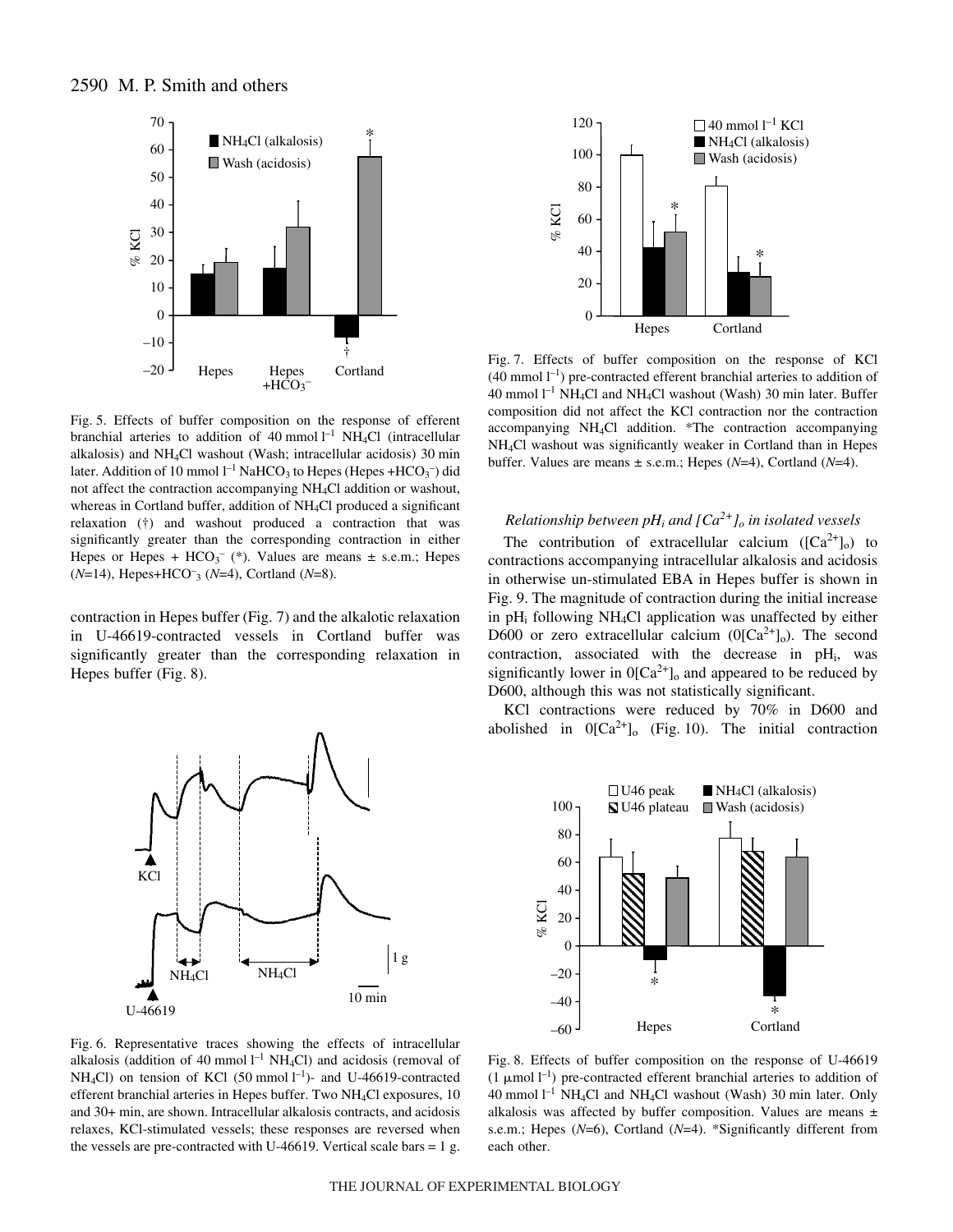Fig. 5. Effects of buffer composition on the response of efferent branchial arteries to addition of 40 mmol $l^{-1}$ $NH_4Cl$ (intracellular alkalosis) and $NH_4Cl$ washout (Wash; intracellular acidosis) 30 min later. Addition of 10 mmol $l^{-1}$ $NaHCO_3$ to Hepes (Hepes $+HCO_3^-$) did not affect the contraction accompanying $NH_4Cl$ addition or washout, whereas in Cortland buffer, addition of $NH_4Cl$ produced a significant relaxation (†) and washout produced a contraction that was significantly greater than the corresponding contraction in either Hepes or Hepes + $HCO_3^-$ (*). Values are means ± s.e.m.; Hepes ($N$=14), Hepes+$HCO_3^-$ ($N$=4), Cortland ($N$=8).

contraction in Hepes buffer (Fig. 7) and the alkalotic relaxation in U-46619-contracted vessels in Cortland buffer was significantly greater than the corresponding relaxation in Hepes buffer (Fig. 8).

Fig. 6. Representative traces showing the effects of intracellular alkalosis (addition of 40 mmol $l^{-1}$ $NH_4Cl$) and acidosis (removal of $NH_4Cl$) on tension of KCl (50 mmol $l^{-1}$)- and U-46619-contracted efferent branchial arteries in Hepes buffer. Two $NH_4Cl$ exposures, 10 and 30+ min, are shown. Intracellular alkalosis contracts, and acidosis relaxes, KCl-stimulated vessels; these responses are reversed when the vessels are pre-contracted with U-46619. Vertical scale bars = 1 g.

Fig. 7. Effects of buffer composition on the response of KCl (40 mmol $l^{-1}$) pre-contracted efferent branchial arteries to addition of 40 mmol $l^{-1}$ $NH_4Cl$ and $NH_4Cl$ washout (Wash) 30 min later. Buffer composition did not affect the KCl contraction nor the contraction accompanying $NH_4Cl$ addition. *The contraction accompanying $NH_4Cl$ washout was significantly weaker in Cortland than in Hepes buffer. Values are means ± s.e.m.; Hepes ($N$=4), Cortland ($N$=4).

### *Relationship between $pH_i$ and $[Ca^{2+}]_o$ in isolated vessels*

The contribution of extracellular calcium ($[Ca^{2+}]_o$) to contractions accompanying intracellular alkalosis and acidosis in otherwise un-stimulated EBA in Hepes buffer is shown in Fig. 9. The magnitude of contraction during the initial increase in $pH_i$ following $NH_4Cl$ application was unaffected by either D600 or zero extracellular calcium ($0[Ca^{2+}]_o$). The second contraction, associated with the decrease in $pH_i$, was significantly lower in $0[Ca^{2+}]_o$ and appeared to be reduced by D600, although this was not statistically significant.

KCl contractions were reduced by 70% in D600 and abolished in $0[Ca^{2+}]_o$ (Fig. 10). The initial contraction

Fig. 8. Effects of buffer composition on the response of U-46619 (1 µmol $l^{-1}$) pre-contracted efferent branchial arteries to addition of 40 mmol $l^{-1}$ $NH_4Cl$ and $NH_4Cl$ washout (Wash) 30 min later. Only alkalosis was affected by buffer composition. Values are means ± s.e.m.; Hepes ($N$=6), Cortland ($N$=4). *Significantly different from each other.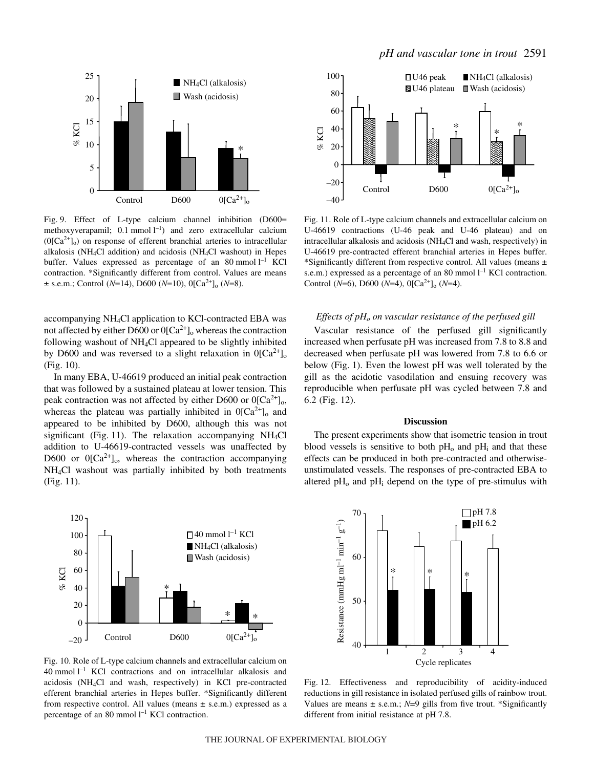Fig. 9. Effect of L-type calcium channel inhibition (D600= methoxyverapamil; 0.1 mmol $l^{-1}$) and zero extracellular calcium ($0[Ca^{2+}]_o$) on response of efferent branchial arteries to intracellular alkalosis ($NH_4Cl$ addition) and acidosis ($NH_4Cl$ washout) in Hepes buffer. Values expressed as percentage of an 80 mmol $l^{-1}$ KCl contraction. *Significantly different from control. Values are means ± s.e.m.; Control ($N$=14), D600 ($N$=10), $0[Ca^{2+}]_o$ ($N$=8).

Fig. 11. Role of L-type calcium channels and extracellular calcium on U-46619 contractions (U-46 peak and U-46 plateau) and on intracellular alkalosis and acidosis ($NH_4Cl$ and wash, respectively) in U-46619 pre-contracted efferent branchial arteries in Hepes buffer. *Significantly different from respective control. All values (means ± s.e.m.) expressed as a percentage of an 80 mmol $l^{-1}$ KCl contraction. Control ($N$=6), D600 ($N$=4), $0[Ca^{2+}]_o$ ($N$=4).

accompanying $NH_4Cl$ application to KCl-contracted EBA was not affected by either D600 or $0[Ca^{2+}]_o$ whereas the contraction following washout of $NH_4Cl$ appeared to be slightly inhibited by D600 and was reversed to a slight relaxation in $0[Ca^{2+}]_o$ (Fig. 10).

In many EBA, U-46619 produced an initial peak contraction that was followed by a sustained plateau at lower tension. This peak contraction was not affected by either D600 or $0[Ca^{2+}]_o$, whereas the plateau was partially inhibited in $0[Ca^{2+}]_o$ and appeared to be inhibited by D600, although this was not significant (Fig. 11). The relaxation accompanying $NH_4Cl$ addition to U-46619-contracted vessels was unaffected by D600 or $0[Ca^{2+}]_o$, whereas the contraction accompanying $NH_4Cl$ washout was partially inhibited by both treatments (Fig. 11).

Fig. 10. Role of L-type calcium channels and extracellular calcium on 40 mmol $l^{-1}$ KCl contractions and on intracellular alkalosis and acidosis ($NH_4Cl$ and wash, respectively) in KCl pre-contracted efferent branchial arteries in Hepes buffer. *Significantly different from respective control. All values (means ± s.e.m.) expressed as a percentage of an 80 mmol $l^{-1}$ KCl contraction.

### *Effects of $pH_o$ on vascular resistance of the perfused gill*

Vascular resistance of the perfused gill significantly increased when perfusate pH was increased from 7.8 to 8.8 and decreased when perfusate pH was lowered from 7.8 to 6.6 or below (Fig. 1). Even the lowest pH was well tolerated by the gill as the acidotic vasodilation and ensuing recovery was reproducible when perfusate pH was cycled between 7.8 and 6.2 (Fig. 12).

## Discussion

The present experiments show that isometric tension in trout blood vessels is sensitive to both $pH_o$ and $pH_i$ and that these effects can be produced in both pre-contracted and otherwise-unstimulated vessels. The responses of pre-contracted EBA to altered $pH_o$ and $pH_i$ depend on the type of pre-stimulus with

Fig. 12. Effectiveness and reproducibility of acidity-induced reductions in gill resistance in isolated perfused gills of rainbow trout. Values are means ± s.e.m.; $N$=9 gills from five trout. *Significantly different from initial resistance at pH 7.8.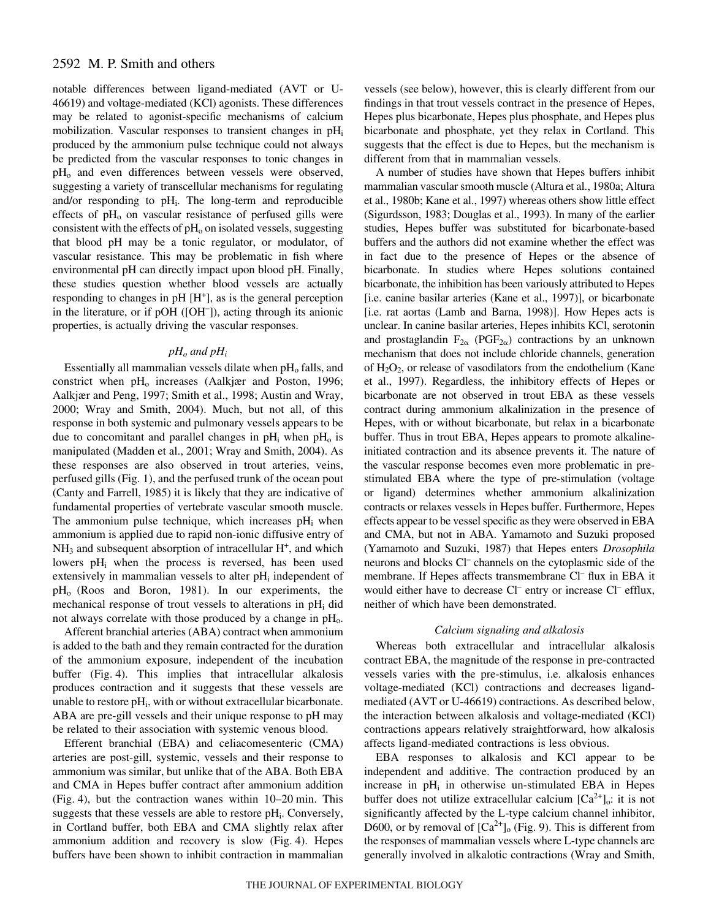notable differences between ligand-mediated (AVT or U-46619) and voltage-mediated (KCl) agonists. These differences may be related to agonist-specific mechanisms of calcium mobilization. Vascular responses to transient changes in $pH_i$ produced by the ammonium pulse technique could not always be predicted from the vascular responses to tonic changes in $pH_o$ and even differences between vessels were observed, suggesting a variety of transcellular mechanisms for regulating and/or responding to $pH_i$. The long-term and reproducible effects of $pH_o$ on vascular resistance of isolated perfused gills were consistent with the effects of $pH_o$ on isolated vessels, suggesting that blood pH may be a tonic regulator, or modulator, of vascular resistance. This may be problematic in fish where environmental pH can directly impact upon blood pH. Finally, these studies question whether blood vessels are actually responding to changes in pH [$H^+$], as is the general perception in the literature, or if pOH ([$OH^-$]), acting through its anionic properties, is actually driving the vascular responses.

### *$pH_o$ and $pH_i$*

Essentially all mammalian vessels dilate when $pH_o$ falls, and constrict when $pH_o$ increases (Aalkjær and Poston, 1996; Aalkjær and Peng, 1997; Smith et al., 1998; Austin and Wray, 2000; Wray and Smith, 2004). Much, but not all, of this response in both systemic and pulmonary vessels appears to be due to concomitant and parallel changes in $pH_i$ when $pH_o$ is manipulated (Madden et al., 2001; Wray and Smith, 2004). As these responses are also observed in trout arteries, veins, perfused gills (Fig. 1), and the perfused trunk of the ocean pout (Canty and Farrell, 1985) it is likely that they are indicative of fundamental properties of vertebrate vascular smooth muscle. The ammonium pulse technique, which increases $pH_i$ when ammonium is applied due to rapid non-ionic diffusive entry of $NH_3$ and subsequent absorption of intracellular $H^+$, and which lowers $pH_i$ when the process is reversed, has been used extensively in mammalian vessels to alter $pH_i$ independent of $pH_o$ (Roos and Boron, 1981). In our experiments, the mechanical response of trout vessels to alterations in $pH_i$ did not always correlate with those produced by a change in $pH_o$.

Afferent branchial arteries (ABA) contract when ammonium is added to the bath and they remain contracted for the duration of the ammonium exposure, independent of the incubation buffer (Fig. 4). This implies that intracellular alkalosis produces contraction and it suggests that these vessels are unable to restore $pH_i$, with or without extracellular bicarbonate. ABA are pre-gill vessels and their unique response to pH may be related to their association with systemic venous blood.

Efferent branchial (EBA) and celiacomesenteric (CMA) arteries are post-gill, systemic, vessels and their response to ammonium was similar, but unlike that of the ABA. Both EBA and CMA in Hepes buffer contract after ammonium addition (Fig. 4), but the contraction wanes within 10–20 min. This suggests that these vessels are able to restore $pH_i$. Conversely, in Cortland buffer, both EBA and CMA slightly relax after ammonium addition and recovery is slow (Fig. 4). Hepes buffers have been shown to inhibit contraction in mammalian vessels (see below), however, this is clearly different from our findings in that trout vessels contract in the presence of Hepes, Hepes plus bicarbonate, Hepes plus phosphate, and Hepes plus bicarbonate and phosphate, yet they relax in Cortland. This suggests that the effect is due to Hepes, but the mechanism is different from that in mammalian vessels.

A number of studies have shown that Hepes buffers inhibit mammalian vascular smooth muscle (Altura et al., 1980a; Altura et al., 1980b; Kane et al., 1997) whereas others show little effect (Sigurdsson, 1983; Douglas et al., 1993). In many of the earlier studies, Hepes buffer was substituted for bicarbonate-based buffers and the authors did not examine whether the effect was in fact due to the presence of Hepes or the absence of bicarbonate. In studies where Hepes solutions contained bicarbonate, the inhibition has been variously attributed to Hepes [i.e. canine basilar arteries (Kane et al., 1997)], or bicarbonate [i.e. rat aortas (Lamb and Barna, 1998)]. How Hepes acts is unclear. In canine basilar arteries, Hepes inhibits KCl, serotonin and prostaglandin $F_{2\alpha}$ ($PGF_{2\alpha}$) contractions by an unknown mechanism that does not include chloride channels, generation of $H_2O_2$, or release of vasodilators from the endothelium (Kane et al., 1997). Regardless, the inhibitory effects of Hepes or bicarbonate are not observed in trout EBA as these vessels contract during ammonium alkalinization in the presence of Hepes, with or without bicarbonate, but relax in a bicarbonate buffer. Thus in trout EBA, Hepes appears to promote alkaline-initiated contraction and its absence prevents it. The nature of the vascular response becomes even more problematic in pre-stimulated EBA where the type of pre-stimulation (voltage or ligand) determines whether ammonium alkalinization contracts or relaxes vessels in Hepes buffer. Furthermore, Hepes effects appear to be vessel specific as they were observed in EBA and CMA, but not in ABA. Yamamoto and Suzuki proposed (Yamamoto and Suzuki, 1987) that Hepes enters *Drosophila* neurons and blocks $Cl^-$ channels on the cytoplasmic side of the membrane. If Hepes affects transmembrane $Cl^-$ flux in EBA it would either have to decrease $Cl^-$ entry or increase $Cl^-$ efflux, neither of which have been demonstrated.

### *Calcium signaling and alkalosis*

Whereas both extracellular and intracellular alkalosis contract EBA, the magnitude of the response in pre-contracted vessels varies with the pre-stimulus, i.e. alkalosis enhances voltage-mediated (KCl) contractions and decreases ligand-mediated (AVT or U-46619) contractions. As described below, the interaction between alkalosis and voltage-mediated (KCl) contractions appears relatively straightforward, how alkalosis affects ligand-mediated contractions is less obvious.

EBA responses to alkalosis and KCl appear to be independent and additive. The contraction produced by an increase in $pH_i$ in otherwise un-stimulated EBA in Hepes buffer does not utilize extracellular calcium $[Ca^{2+}]_o$: it is not significantly affected by the L-type calcium channel inhibitor, D600, or by removal of $[Ca^{2+}]_o$ (Fig. 9). This is different from the responses of mammalian vessels where L-type channels are generally involved in alkalotic contractions (Wray and Smith,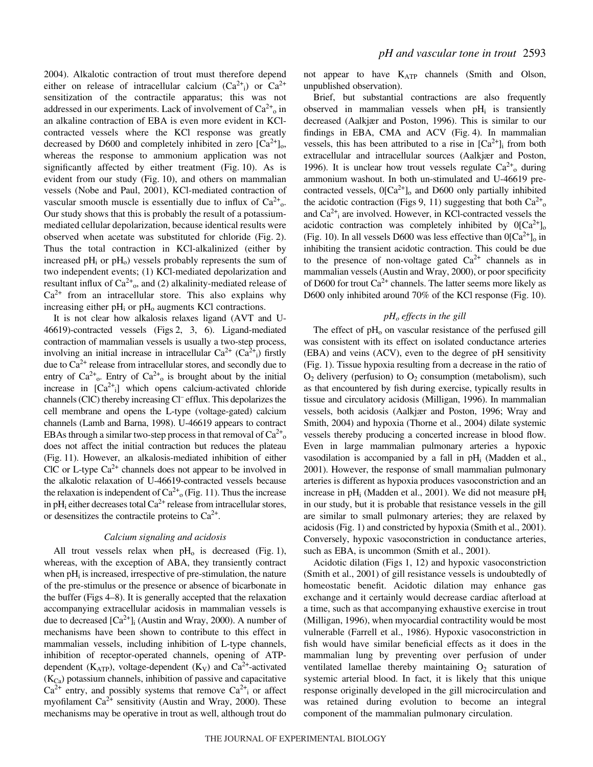2004). Alkalotic contraction of trout must therefore depend either on release of intracellular calcium ($Ca^{2+}_i$) or $Ca^{2+}$ sensitization of the contractile apparatus; this was not addressed in our experiments. Lack of involvement of $Ca^{2+}_o$ in an alkaline contraction of EBA is even more evident in KCl-contracted vessels where the KCl response was greatly decreased by D600 and completely inhibited in zero $[Ca^{2+}]_o$, whereas the response to ammonium application was not significantly affected by either treatment (Fig. 10). As is evident from our study (Fig. 10), and others on mammalian vessels (Nobe and Paul, 2001), KCl-mediated contraction of vascular smooth muscle is essentially due to influx of $Ca^{2+}_o$. Our study shows that this is probably the result of a potassium-mediated cellular depolarization, because identical results were observed when acetate was substituted for chloride (Fig. 2). Thus the total contraction in KCl-alkalinized (either by increased $pH_i$ or $pH_o$) vessels probably represents the sum of two independent events; (1) KCl-mediated depolarization and resultant influx of $Ca^{2+}_o$, and (2) alkalinity-mediated release of $Ca^{2+}$ from an intracellular store. This also explains why increasing either $pH_i$ or $pH_o$ augments KCl contractions.

It is not clear how alkalosis relaxes ligand (AVT and U-46619)-contracted vessels (Figs 2, 3, 6). Ligand-mediated contraction of mammalian vessels is usually a two-step process, involving an initial increase in intracellular $Ca^{2+}$ ($Ca^{2+}_i$) firstly due to $Ca^{2+}$ release from intracellular stores, and secondly due to entry of $Ca^{2+}_o$. Entry of $Ca^{2+}_o$ is brought about by the initial increase in $[Ca^{2+}_i]$ which opens calcium-activated chloride channels (ClC) thereby increasing $Cl^-$ efflux. This depolarizes the cell membrane and opens the L-type (voltage-gated) calcium channels (Lamb and Barna, 1998). U-46619 appears to contract EBAs through a similar two-step process in that removal of $Ca^{2+}_o$ does not affect the initial contraction but reduces the plateau (Fig. 11). However, an alkalosis-mediated inhibition of either ClC or L-type $Ca^{2+}$ channels does not appear to be involved in the alkalotic relaxation of U-46619-contracted vessels because the relaxation is independent of $Ca^{2+}_o$ (Fig. 11). Thus the increase in $pH_i$ either decreases total $Ca^{2+}$ release from intracellular stores, or desensitizes the contractile proteins to $Ca^{2+}$.

### *Calcium signaling and acidosis*

All trout vessels relax when $pH_o$ is decreased (Fig. 1), whereas, with the exception of ABA, they transiently contract when $pH_i$ is increased, irrespective of pre-stimulation, the nature of the pre-stimulus or the presence or absence of bicarbonate in the buffer (Figs 4–8). It is generally accepted that the relaxation accompanying extracellular acidosis in mammalian vessels is due to decreased $[Ca^{2+}]_i$ (Austin and Wray, 2000). A number of mechanisms have been shown to contribute to this effect in mammalian vessels, including inhibition of L-type channels, inhibition of receptor-operated channels, opening of ATP-dependent ($K_{ATP}$), voltage-dependent ($K_V$) and $Ca^{2+}$-activated ($K_{Ca}$) potassium channels, inhibition of passive and capacitative $Ca^{2+}$ entry, and possibly systems that remove $Ca^{2+}_i$ or affect myofilament $Ca^{2+}$ sensitivity (Austin and Wray, 2000). These mechanisms may be operative in trout as well, although trout do not appear to have $K_{ATP}$ channels (Smith and Olson, unpublished observation).

Brief, but substantial contractions are also frequently observed in mammalian vessels when $pH_i$ is transiently decreased (Aalkjær and Poston, 1996). This is similar to our findings in EBA, CMA and ACV (Fig. 4). In mammalian vessels, this has been attributed to a rise in $[Ca^{2+}]_i$ from both extracellular and intracellular sources (Aalkjær and Poston, 1996). It is unclear how trout vessels regulate $Ca^{2+}_o$ during ammonium washout. In both un-stimulated and U-46619 pre-contracted vessels, $0[Ca^{2+}]_o$ and D600 only partially inhibited the acidotic contraction (Figs 9, 11) suggesting that both $Ca^{2+}_o$ and $Ca^{2+}_i$ are involved. However, in KCl-contracted vessels the acidotic contraction was completely inhibited by $0[Ca^{2+}]_o$ (Fig. 10). In all vessels D600 was less effective than $0[Ca^{2+}]_o$ in inhibiting the transient acidotic contraction. This could be due to the presence of non-voltage gated $Ca^{2+}$ channels as in mammalian vessels (Austin and Wray, 2000), or poor specificity of D600 for trout $Ca^{2+}$ channels. The latter seems more likely as D600 only inhibited around 70% of the KCl response (Fig. 10).

### *$pH_o$ effects in the gill*

The effect of $pH_o$ on vascular resistance of the perfused gill was consistent with its effect on isolated conductance arteries (EBA) and veins (ACV), even to the degree of pH sensitivity (Fig. 1). Tissue hypoxia resulting from a decrease in the ratio of $O_2$ delivery (perfusion) to $O_2$ consumption (metabolism), such as that encountered by fish during exercise, typically results in tissue and circulatory acidosis (Milligan, 1996). In mammalian vessels, both acidosis (Aalkjær and Poston, 1996; Wray and Smith, 2004) and hypoxia (Thorne et al., 2004) dilate systemic vessels thereby producing a concerted increase in blood flow. Even in large mammalian pulmonary arteries a hypoxic vasodilation is accompanied by a fall in $pH_i$ (Madden et al., 2001). However, the response of small mammalian pulmonary arteries is different as hypoxia produces vasoconstriction and an increase in $pH_i$ (Madden et al., 2001). We did not measure $pH_i$ in our study, but it is probable that resistance vessels in the gill are similar to small pulmonary arteries; they are relaxed by acidosis (Fig. 1) and constricted by hypoxia (Smith et al., 2001). Conversely, hypoxic vasoconstriction in conductance arteries, such as EBA, is uncommon (Smith et al., 2001).

Acidotic dilation (Figs 1, 12) and hypoxic vasoconstriction (Smith et al., 2001) of gill resistance vessels is undoubtedly of homeostatic benefit. Acidotic dilation may enhance gas exchange and it certainly would decrease cardiac afterload at a time, such as that accompanying exhaustive exercise in trout (Milligan, 1996), when myocardial contractility would be most vulnerable (Farrell et al., 1986). Hypoxic vasoconstriction in fish would have similar beneficial effects as it does in the mammalian lung by preventing over perfusion of under ventilated lamellae thereby maintaining $O_2$ saturation of systemic arterial blood. In fact, it is likely that this unique response originally developed in the gill microcirculation and was retained during evolution to become an integral component of the mammalian pulmonary circulation.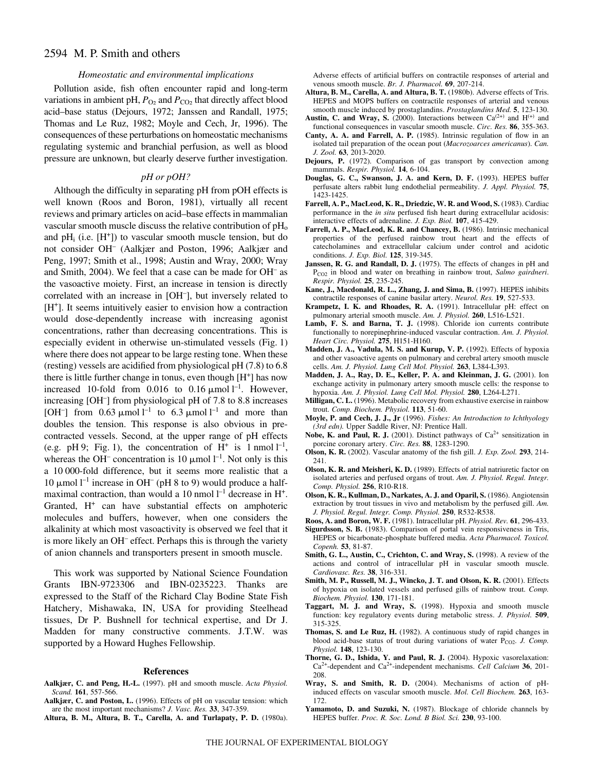### *Homeostatic and environmental implications*

Pollution aside, fish often encounter rapid and long-term variations in ambient pH, $P_{O_2}$ and $P_{CO_2}$ that directly affect blood acid–base status (Dejours, 1972; Janssen and Randall, 1975; Thomas and Le Ruz, 1982; Moyle and Cech, Jr, 1996). The consequences of these perturbations on homeostatic mechanisms regulating systemic and branchial perfusion, as well as blood pressure are unknown, but clearly deserve further investigation.

### *pH or pOH?*

Although the difficulty in separating pH from pOH effects is well known (Roos and Boron, 1981), virtually all recent reviews and primary articles on acid–base effects in mammalian vascular smooth muscle discuss the relative contribution of $pH_o$ and $pH_i$ (i.e. $[H^+]$) to vascular smooth muscle tension, but do not consider $OH^-$ (Aalkjær and Poston, 1996; Aalkjær and Peng, 1997; Smith et al., 1998; Austin and Wray, 2000; Wray and Smith, 2004). We feel that a case can be made for $OH^-$ as the vasoactive moiety. First, an increase in tension is directly correlated with an increase in $[OH^-]$, but inversely related to $[H^+]$. It seems intuitively easier to envision how a contraction would dose-dependently increase with increasing agonist concentrations, rather than decreasing concentrations. This is especially evident in otherwise un-stimulated vessels (Fig. 1) where there does not appear to be large resting tone. When these (resting) vessels are acidified from physiological pH (7.8) to 6.8 there is little further change in tonus, even though $[H^+]$ has now increased 10-fold from 0.016 to 0.16 $\mu$mol $l^{-1}$. However, increasing $[OH^-]$ from physiological pH of 7.8 to 8.8 increases $[OH^-]$ from 0.63 $\mu$mol $l^{-1}$ to 6.3 $\mu$mol $l^{-1}$ and more than doubles the tension. This response is also obvious in pre-contracted vessels. Second, at the upper range of pH effects (e.g. pH 9; Fig. 1), the concentration of $H^+$ is 1 nmol $l^{-1}$, whereas the $OH^-$ concentration is 10 $\mu$mol $l^{-1}$. Not only is this a 10 000-fold difference, but it seems more realistic that a 10 $\mu$mol $l^{-1}$ increase in $OH^-$ (pH 8 to 9) would produce a half-maximal contraction, than would a 10 nmol $l^{-1}$ decrease in $H^+$. Granted, $H^+$ can have substantial effects on amphoteric molecules and buffers, however, when one considers the alkalinity at which most vasoactivity is observed we feel that it is more likely an $OH^-$ effect. Perhaps this is through the variety of anion channels and transporters present in smooth muscle.

This work was supported by National Science Foundation Grants IBN-9723306 and IBN-0235223. Thanks are expressed to the Staff of the Richard Clay Bodine State Fish Hatchery, Mishawaka, IN, USA for providing Steelhead tissues, Dr P. Bushnell for technical expertise, and Dr J. Madden for many constructive comments. J.T.W. was supported by a Howard Hughes Fellowship.

## References

**Aalkjær, C. and Peng, H.-L.** (1997). pH and smooth muscle. *Acta Physiol. Scand.* **161**, 557-566.

**Aalkjær, C. and Poston, L.** (1996). Effects of pH on vascular tension: which are the most important mechanisms? *J. Vasc. Res.* **33**, 347-359.

**Altura, B. M., Altura, B. T., Carella, A. and Turlapaty, P. D.** (1980a). Adverse effects of artificial buffers on contractile responses of arterial and venous smooth muscle. *Br. J. Pharmacol.* **69**, 207-214.

**Altura, B. M., Carella, A. and Altura, B. T.** (1980b). Adverse effects of Tris, HEPES and MOPS buffers on contractile responses of arterial and venous smooth muscle induced by prostaglandins. *Prostaglandins Med.* **5**, 123-130.

**Austin, C. and Wray, S.** (2000). Interactions between $Ca^{(2+)}$ and $H^{(+)}$ and functional consequences in vascular smooth muscle. *Circ. Res.* **86**, 355-363.

**Canty, A. A. and Farrell, A. P.** (1985). Intrinsic regulation of flow in an isolated tail preparation of the ocean pout (*Macrozoarces americanus*). *Can. J. Zool.* **63**, 2013-2020.

**Dejours, P.** (1972). Comparison of gas transport by convection among mammals. *Respir. Physiol.* **14**, 6-104.

**Douglas, G. C., Swanson, J. A. and Kern, D. F.** (1993). HEPES buffer perfusate alters rabbit lung endothelial permeability. *J. Appl. Physiol.* **75**, 1423-1425.

**Farrell, A. P., MacLeod, K. R., Driedzic, W. R. and Wood, S.** (1983). Cardiac performance in the *in situ* perfused fish heart during extracellular acidosis: interactive effects of adrenaline. *J. Exp. Biol.* **107**, 415-429.

**Farrell, A. P., MacLeod, K. R. and Chancey, B.** (1986). Intrinsic mechanical properties of the perfused rainbow trout heart and the effects of catecholamines and extracellular calcium under control and acidotic conditions. *J. Exp. Biol.* **125**, 319-345.

**Janssen, R. G. and Randall, D. J.** (1975). The effects of changes in pH and $P_{CO2}$ in blood and water on breathing in rainbow trout, *Salmo gairdneri*. *Respir. Physiol.* **25**, 235-245.

**Kane, J., Macdonald, R. L., Zhang, J. and Sima, B.** (1997). HEPES inhibits contractile responses of canine basilar artery. *Neurol. Res.* **19**, 527-533.

**Krampetz, I. K. and Rhoades, R. A.** (1991). Intracellular pH: effect on pulmonary arterial smooth muscle. *Am. J. Physiol.* **260**, L516-L521.

**Lamb, F. S. and Barna, T. J.** (1998). Chloride ion currents contribute functionally to norepinephrine-induced vascular contraction. *Am. J. Physiol. Heart Circ. Physiol.* **275**, H151-H160.

**Madden, J. A., Vadula, M. S. and Kurup, V. P.** (1992). Effects of hypoxia and other vasoactive agents on pulmonary and cerebral artery smooth muscle cells. *Am. J. Physiol. Lung Cell Mol. Physiol.* **263**, L384-L393.

**Madden, J. A., Ray, D. E., Keller, P. A. and Kleinman, J. G.** (2001). Ion exchange activity in pulmonary artery smooth muscle cells: the response to hypoxia. *Am. J. Physiol. Lung Cell Mol. Physiol.* **280**, L264-L271.

**Milligan, C. L.** (1996). Metabolic recovery from exhaustive exercise in rainbow trout. *Comp. Biochem. Physiol.* **113**, 51-60.

**Moyle, P. and Cech, J. J., Jr** (1996). *Fishes: An Introduction to Ichthyology (3rd edn).* Upper Saddle River, NJ: Prentice Hall.

**Nobe, K. and Paul, R. J.** (2001). Distinct pathways of $Ca^{2+}$ sensitization in porcine coronary artery. *Circ. Res.* **88**, 1283-1290.

**Olson, K. R.** (2002). Vascular anatomy of the fish gill. *J. Exp. Zool.* **293**, 214-241.

**Olson, K. R. and Meisheri, K. D.** (1989). Effects of atrial natriuretic factor on isolated arteries and perfused organs of trout. *Am. J. Physiol. Regul. Integr. Comp. Physiol.* **256**, R10-R18.

**Olson, K. R., Kullman, D., Narkates, A. J. and Oparil, S.** (1986). Angiotensin extraction by trout tissues in vivo and metabolism by the perfused gill. *Am. J. Physiol. Regul. Integr. Comp. Physiol.* **250**, R532-R538.

**Roos, A. and Boron, W. F.** (1981). Intracellular pH. *Physiol. Rev.* **61**, 296-433.

**Sigurdsson, S. B.** (1983). Comparison of portal vein responsiveness in Tris, HEPES or bicarbonate-phosphate buffered media. *Acta Pharmacol. Toxicol. Copenh.* **53**, 81-87.

**Smith, G. L., Austin, C., Crichton, C. and Wray, S.** (1998). A review of the actions and control of intracellular pH in vascular smooth muscle. *Cardiovasc. Res.* **38**, 316-331.

**Smith, M. P., Russell, M. J., Wincko, J. T. and Olson, K. R.** (2001). Effects of hypoxia on isolated vessels and perfused gills of rainbow trout. *Comp. Biochem. Physiol.* **130**, 171-181.

**Taggart, M. J. and Wray, S.** (1998). Hypoxia and smooth muscle function: key regulatory events during metabolic stress. *J. Physiol.* **509**, 315-325.

**Thomas, S. and Le Ruz, H.** (1982). A continuous study of rapid changes in blood acid-base status of trout during variations of water $P_{CO2}$. *J. Comp. Physiol.* **148**, 123-130.

**Thorne, G. D., Ishida, Y. and Paul, R. J.** (2004). Hypoxic vasorelaxation: $Ca^{2+}$-dependent and $Ca^{2+}$-independent mechanisms. *Cell Calcium* **36**, 201-208.

**Wray, S. and Smith, R. D.** (2004). Mechanisms of action of pH-induced effects on vascular smooth muscle. *Mol. Cell Biochem.* **263**, 163-172.

**Yamamoto, D. and Suzuki, N.** (1987). Blockage of chloride channels by HEPES buffer. *Proc. R. Soc. Lond. B Biol. Sci.* **230**, 93-100.